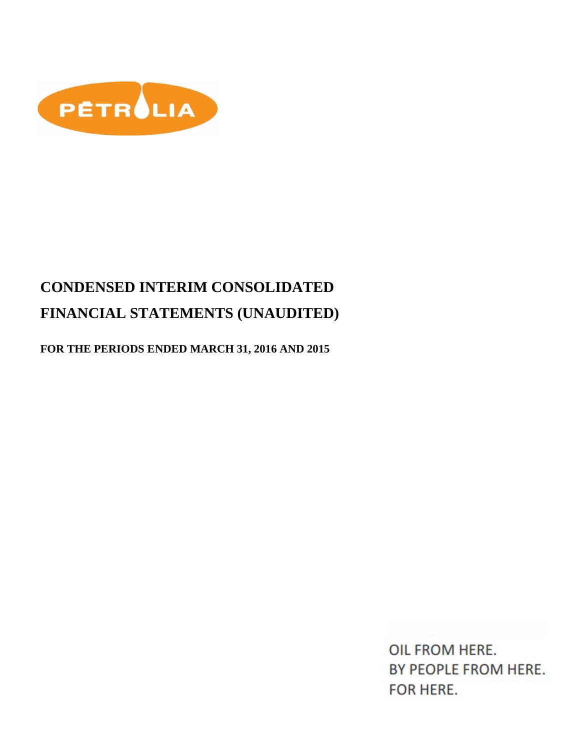PĒTROLIA

# CONDENSED INTERIM CONSOLIDATED FINANCIAL STATEMENTS (UNAUDITED)

**FOR THE PERIODS ENDED MARCH 31, 2016 AND 2015**

OIL FROM HERE.
BY PEOPLE FROM HERE.
FOR HERE.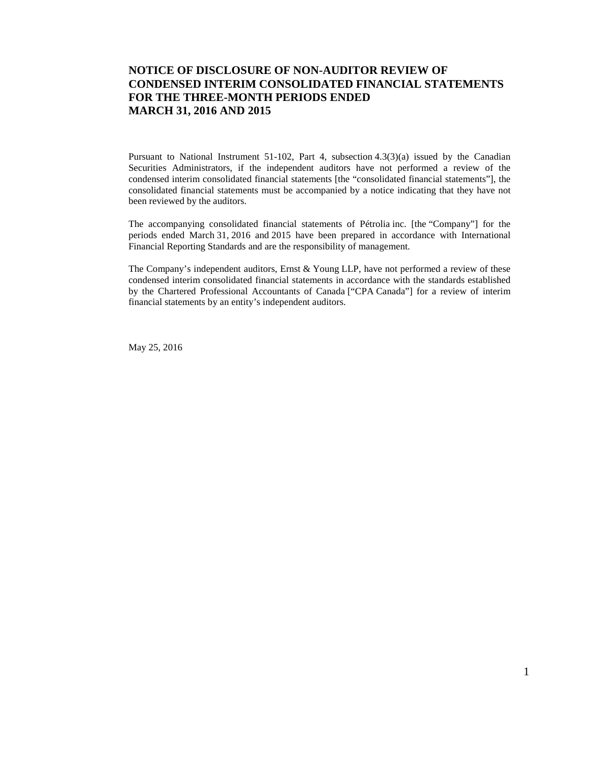# NOTICE OF DISCLOSURE OF NON-AUDITOR REVIEW OF CONDENSED INTERIM CONSOLIDATED FINANCIAL STATEMENTS FOR THE THREE-MONTH PERIODS ENDED MARCH 31, 2016 AND 2015

Pursuant to National Instrument 51-102, Part 4, subsection 4.3(3)(a) issued by the Canadian Securities Administrators, if the independent auditors have not performed a review of the condensed interim consolidated financial statements [the "consolidated financial statements"], the consolidated financial statements must be accompanied by a notice indicating that they have not been reviewed by the auditors.

The accompanying consolidated financial statements of Pétrolia inc. [the "Company"] for the periods ended March 31, 2016 and 2015 have been prepared in accordance with International Financial Reporting Standards and are the responsibility of management.

The Company's independent auditors, Ernst & Young LLP, have not performed a review of these condensed interim consolidated financial statements in accordance with the standards established by the Chartered Professional Accountants of Canada ["CPA Canada"] for a review of interim financial statements by an entity's independent auditors.

May 25, 2016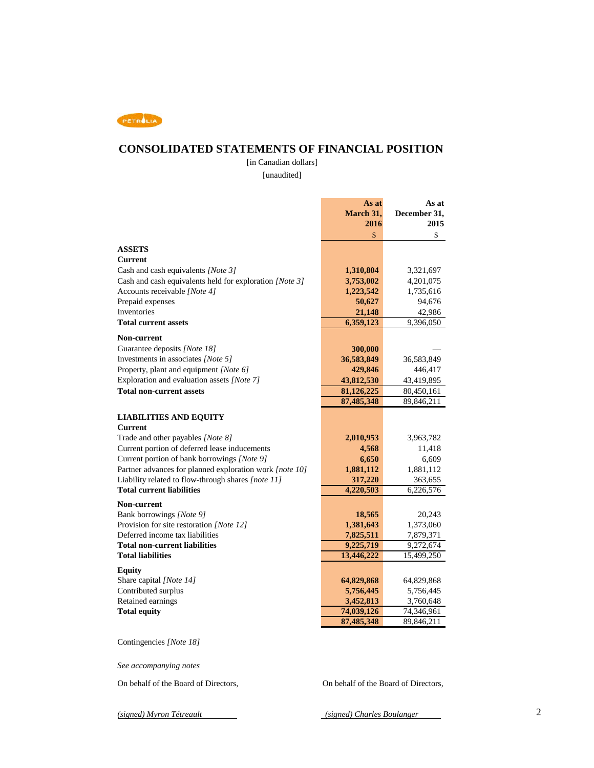# CONSOLIDATED STATEMENTS OF FINANCIAL POSITION

[in Canadian dollars]

[unaudited]

| | As at March 31, 2016 | As at December 31, 2015 |
|---|---|---|
| | $ | $ |
| **ASSETS** | | |
| **Current** | | |
| Cash and cash equivalents *[Note 3]* | **1,310,804** | 3,321,697 |
| Cash and cash equivalents held for exploration *[Note 3]* | **3,753,002** | 4,201,075 |
| Accounts receivable *[Note 4]* | **1,223,542** | 1,735,616 |
| Prepaid expenses | **50,627** | 94,676 |
| Inventories | **21,148** | 42,986 |
| **Total current assets** | **6,359,123** | 9,396,050 |
| **Non-current** | | |
| Guarantee deposits *[Note 18]* | **300,000** | — |
| Investments in associates *[Note 5]* | **36,583,849** | 36,583,849 |
| Property, plant and equipment *[Note 6]* | **429,846** | 446,417 |
| Exploration and evaluation assets *[Note 7]* | **43,812,530** | 43,419,895 |
| **Total non-current assets** | **81,126,225** | 80,450,161 |
| | **87,485,348** | 89,846,211 |
| **LIABILITIES AND EQUITY** | | |
| **Current** | | |
| Trade and other payables *[Note 8]* | **2,010,953** | 3,963,782 |
| Current portion of deferred lease inducements | **4,568** | 11,418 |
| Current portion of bank borrowings *[Note 9]* | **6,650** | 6,609 |
| Partner advances for planned exploration work *[note 10]* | **1,881,112** | 1,881,112 |
| Liability related to flow-through shares *[note 11]* | **317,220** | 363,655 |
| **Total current liabilities** | **4,220,503** | 6,226,576 |
| **Non-current** | | |
| Bank borrowings *[Note 9]* | **18,565** | 20,243 |
| Provision for site restoration *[Note 12]* | **1,381,643** | 1,373,060 |
| Deferred income tax liabilities | **7,825,511** | 7,879,371 |
| **Total non-current liabilities** | **9,225,719** | 9,272,674 |
| **Total liabilities** | **13,446,222** | 15,499,250 |
| **Equity** | | |
| Share capital *[Note 14]* | **64,829,868** | 64,829,868 |
| Contributed surplus | **5,756,445** | 5,756,445 |
| Retained earnings | **3,452,813** | 3,760,648 |
| **Total equity** | **74,039,126** | 74,346,961 |
| | **87,485,348** | 89,846,211 |

Contingencies *[Note 18]*

*See accompanying notes*

On behalf of the Board of Directors,

*(signed) Myron Tétreault*

On behalf of the Board of Directors,

*(signed) Charles Boulanger*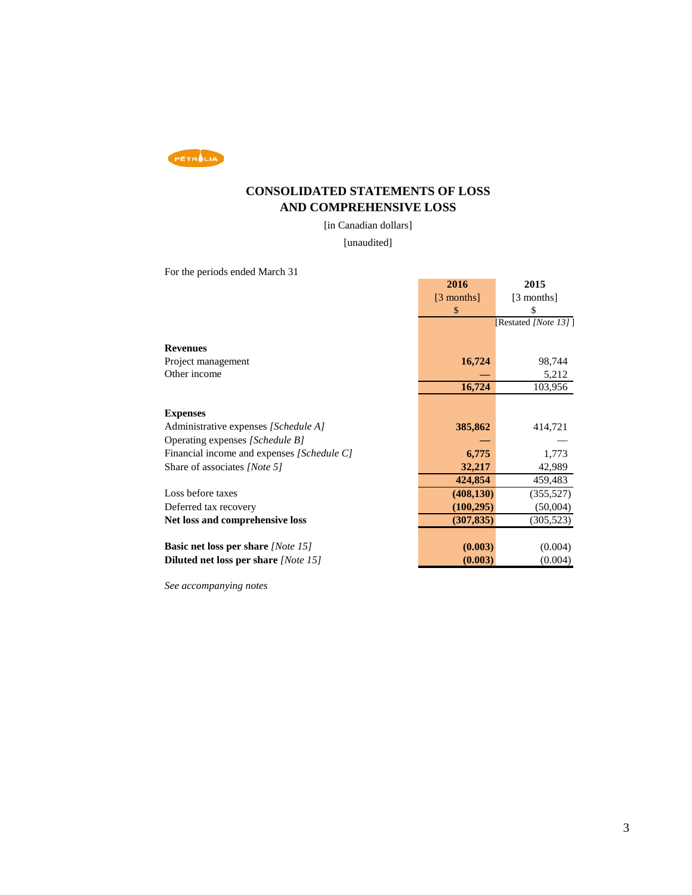# CONSOLIDATED STATEMENTS OF LOSS AND COMPREHENSIVE LOSS

[in Canadian dollars]

[unaudited]

For the periods ended March 31

| | 2016 [3 months] $ | 2015 [3 months] $ [Restated *[Note 13]* ] |
|---|---|---|
| **Revenues** | | |
| Project management | **16,724** | 98,744 |
| Other income | **—** | 5,212 |
| | **16,724** | 103,956 |
| **Expenses** | | |
| Administrative expenses *[Schedule A]* | **385,862** | 414,721 |
| Operating expenses *[Schedule B]* | **—** | — |
| Financial income and expenses *[Schedule C]* | **6,775** | 1,773 |
| Share of associates *[Note 5]* | **32,217** | 42,989 |
| | **424,854** | 459,483 |
| Loss before taxes | **(408,130)** | (355,527) |
| Deferred tax recovery | **(100,295)** | (50,004) |
| **Net loss and comprehensive loss** | **(307,835)** | (305,523) |
| **Basic net loss per share** *[Note 15]* | **(0.003)** | (0.004) |
| **Diluted net loss per share** *[Note 15]* | **(0.003)** | (0.004) |

*See accompanying notes*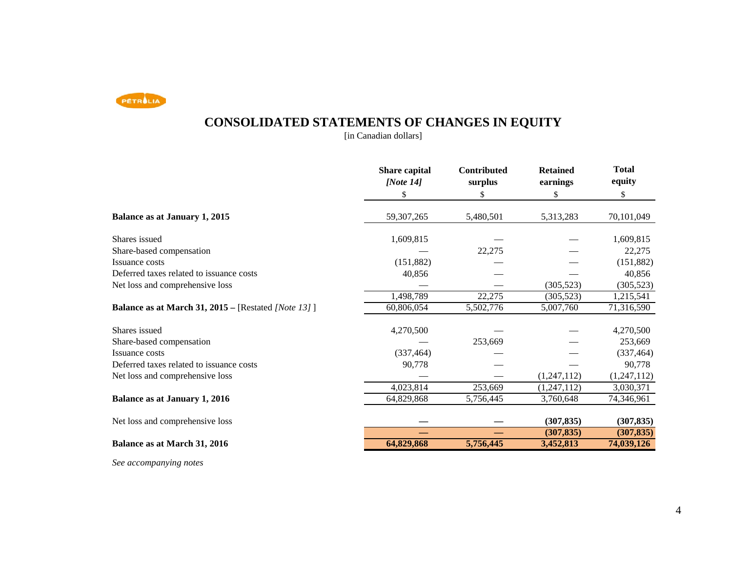# CONSOLIDATED STATEMENTS OF CHANGES IN EQUITY

[in Canadian dollars]

| | Share capital *[Note 14]* | Contributed surplus | Retained earnings | Total equity |
|---|---|---|---|---|
| | $ | $ | $ | $ |
| **Balance as at January 1, 2015** | 59,307,265 | 5,480,501 | 5,313,283 | 70,101,049 |
| Shares issued | 1,609,815 | — | — | 1,609,815 |
| Share-based compensation | — | 22,275 | — | 22,275 |
| Issuance costs | (151,882) | — | — | (151,882) |
| Deferred taxes related to issuance costs | 40,856 | — | — | 40,856 |
| Net loss and comprehensive loss | — | — | (305,523) | (305,523) |
| | 1,498,789 | 22,275 | (305,523) | 1,215,541 |
| **Balance as at March 31, 2015 –** [Restated *[Note 13]* ] | 60,806,054 | 5,502,776 | 5,007,760 | 71,316,590 |
| Shares issued | 4,270,500 | — | — | 4,270,500 |
| Share-based compensation | — | 253,669 | — | 253,669 |
| Issuance costs | (337,464) | — | — | (337,464) |
| Deferred taxes related to issuance costs | 90,778 | — | — | 90,778 |
| Net loss and comprehensive loss | — | — | (1,247,112) | (1,247,112) |
| | 4,023,814 | 253,669 | (1,247,112) | 3,030,371 |
| **Balance as at January 1, 2016** | 64,829,868 | 5,756,445 | 3,760,648 | 74,346,961 |
| Net loss and comprehensive loss | **—** | **—** | **(307,835)** | **(307,835)** |
| | **—** | **—** | **(307,835)** | **(307,835)** |
| **Balance as at March 31, 2016** | **64,829,868** | **5,756,445** | **3,452,813** | **74,039,126** |

*See accompanying notes*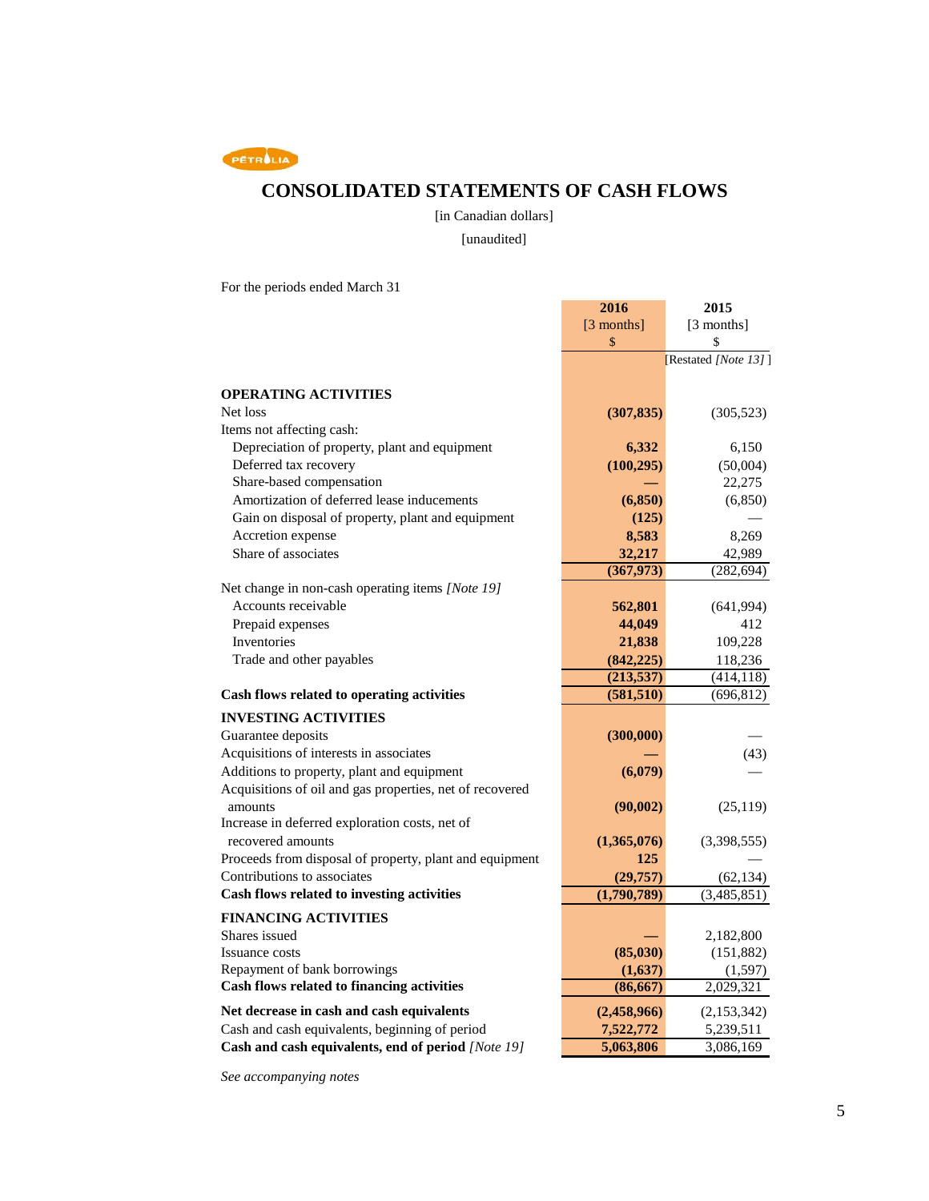PÉTROLIA

# CONSOLIDATED STATEMENTS OF CASH FLOWS

[in Canadian dollars]

[unaudited]

For the periods ended March 31

| | 2016 [3 months] $ | 2015 [3 months] $ [Restated *[Note 13]* ] |
|---|---|---|
| **OPERATING ACTIVITIES** | | |
| Net loss | **(307,835)** | (305,523) |
| Items not affecting cash: | | |
| Depreciation of property, plant and equipment | **6,332** | 6,150 |
| Deferred tax recovery | **(100,295)** | (50,004) |
| Share-based compensation | **—** | 22,275 |
| Amortization of deferred lease inducements | **(6,850)** | (6,850) |
| Gain on disposal of property, plant and equipment | **(125)** | — |
| Accretion expense | **8,583** | 8,269 |
| Share of associates | **32,217** | 42,989 |
| | **(367,973)** | (282,694) |
| Net change in non-cash operating items *[Note 19]* | | |
| Accounts receivable | **562,801** | (641,994) |
| Prepaid expenses | **44,049** | 412 |
| Inventories | **21,838** | 109,228 |
| Trade and other payables | **(842,225)** | 118,236 |
| | **(213,537)** | (414,118) |
| **Cash flows related to operating activities** | **(581,510)** | (696,812) |
| **INVESTING ACTIVITIES** | | |
| Guarantee deposits | **(300,000)** | — |
| Acquisitions of interests in associates | **—** | (43) |
| Additions to property, plant and equipment | **(6,079)** | — |
| Acquisitions of oil and gas properties, net of recovered amounts | **(90,002)** | (25,119) |
| Increase in deferred exploration costs, net of recovered amounts | **(1,365,076)** | (3,398,555) |
| Proceeds from disposal of property, plant and equipment | **125** | — |
| Contributions to associates | **(29,757)** | (62,134) |
| **Cash flows related to investing activities** | **(1,790,789)** | (3,485,851) |
| **FINANCING ACTIVITIES** | | |
| Shares issued | **—** | 2,182,800 |
| Issuance costs | **(85,030)** | (151,882) |
| Repayment of bank borrowings | **(1,637)** | (1,597) |
| **Cash flows related to financing activities** | **(86,667)** | 2,029,321 |
| **Net decrease in cash and cash equivalents** | **(2,458,966)** | (2,153,342) |
| Cash and cash equivalents, beginning of period | **7,522,772** | 5,239,511 |
| **Cash and cash equivalents, end of period** *[Note 19]* | **5,063,806** | 3,086,169 |

*See accompanying notes*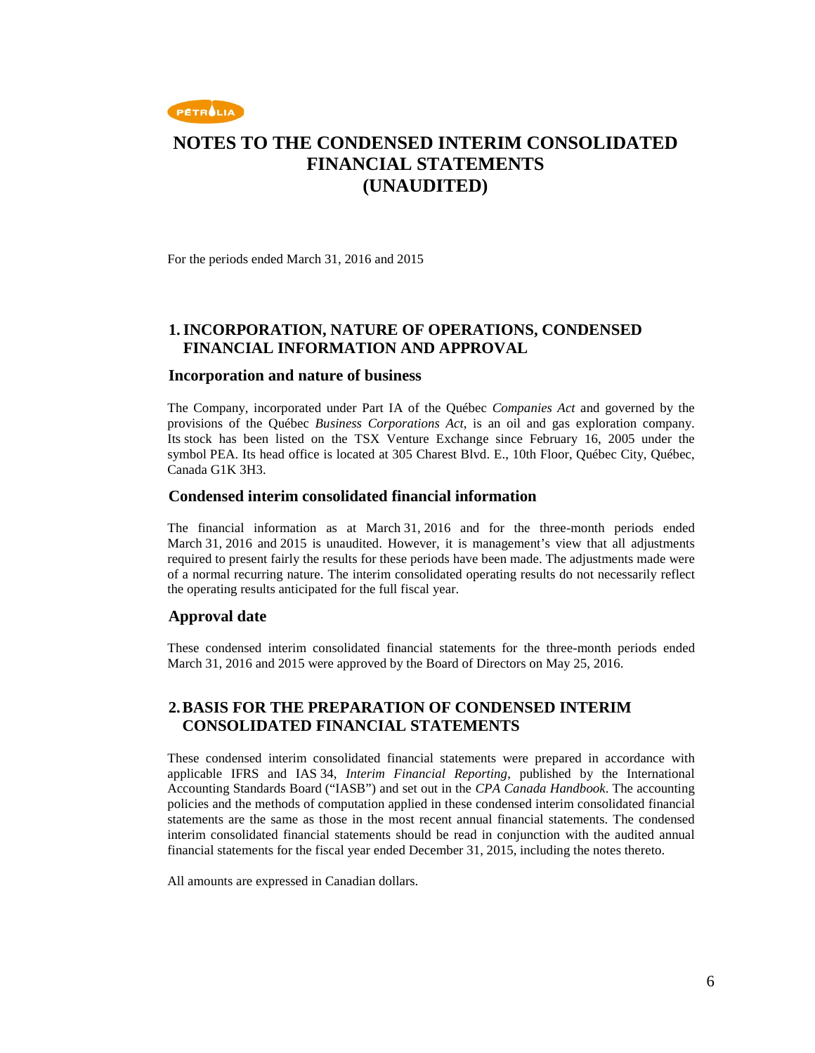# NOTES TO THE CONDENSED INTERIM CONSOLIDATED FINANCIAL STATEMENTS (UNAUDITED)

For the periods ended March 31, 2016 and 2015

## 1. INCORPORATION, NATURE OF OPERATIONS, CONDENSED FINANCIAL INFORMATION AND APPROVAL

### Incorporation and nature of business

The Company, incorporated under Part IA of the Québec *Companies Act* and governed by the provisions of the Québec *Business Corporations Act*, is an oil and gas exploration company. Its stock has been listed on the TSX Venture Exchange since February 16, 2005 under the symbol PEA. Its head office is located at 305 Charest Blvd. E., 10th Floor, Québec City, Québec, Canada G1K 3H3.

### Condensed interim consolidated financial information

The financial information as at March 31, 2016 and for the three-month periods ended March 31, 2016 and 2015 is unaudited. However, it is management's view that all adjustments required to present fairly the results for these periods have been made. The adjustments made were of a normal recurring nature. The interim consolidated operating results do not necessarily reflect the operating results anticipated for the full fiscal year.

### Approval date

These condensed interim consolidated financial statements for the three-month periods ended March 31, 2016 and 2015 were approved by the Board of Directors on May 25, 2016.

## 2. BASIS FOR THE PREPARATION OF CONDENSED INTERIM CONSOLIDATED FINANCIAL STATEMENTS

These condensed interim consolidated financial statements were prepared in accordance with applicable IFRS and IAS 34, *Interim Financial Reporting*, published by the International Accounting Standards Board ("IASB") and set out in the *CPA Canada Handbook*. The accounting policies and the methods of computation applied in these condensed interim consolidated financial statements are the same as those in the most recent annual financial statements. The condensed interim consolidated financial statements should be read in conjunction with the audited annual financial statements for the fiscal year ended December 31, 2015, including the notes thereto.

All amounts are expressed in Canadian dollars.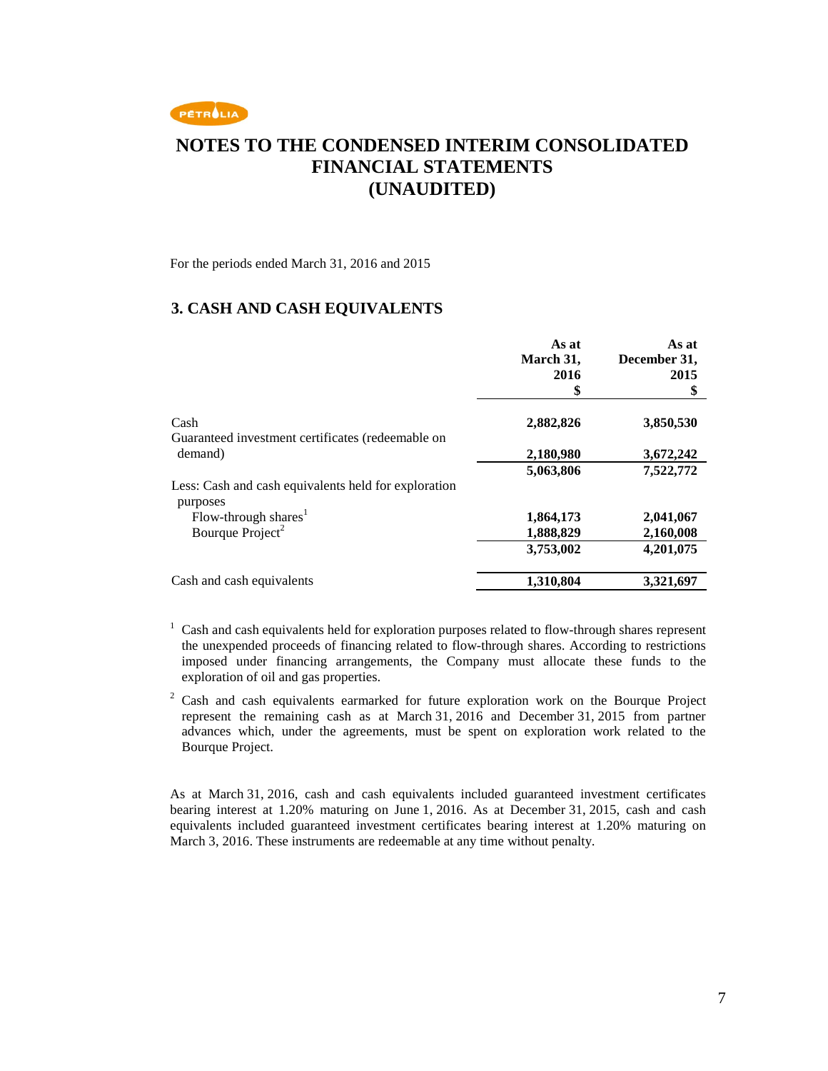# NOTES TO THE CONDENSED INTERIM CONSOLIDATED FINANCIAL STATEMENTS (UNAUDITED)

For the periods ended March 31, 2016 and 2015

## 3. CASH AND CASH EQUIVALENTS

| | As at March 31, 2016 $ | As at December 31, 2015 $ |
|---|---|---|
| Cash | 2,882,826 | 3,850,530 |
| Guaranteed investment certificates (redeemable on demand) | 2,180,980 | 3,672,242 |
| | 5,063,806 | 7,522,772 |
| Less: Cash and cash equivalents held for exploration purposes | | |
| Flow-through shares[1] | 1,864,173 | 2,041,067 |
| Bourque Project[2] | 1,888,829 | 2,160,008 |
| | 3,753,002 | 4,201,075 |
| Cash and cash equivalents | 1,310,804 | 3,321,697 |

[1] Cash and cash equivalents held for exploration purposes related to flow-through shares represent the unexpended proceeds of financing related to flow-through shares. According to restrictions imposed under financing arrangements, the Company must allocate these funds to the exploration of oil and gas properties.

[2] Cash and cash equivalents earmarked for future exploration work on the Bourque Project represent the remaining cash as at March 31, 2016 and December 31, 2015 from partner advances which, under the agreements, must be spent on exploration work related to the Bourque Project.

As at March 31, 2016, cash and cash equivalents included guaranteed investment certificates bearing interest at 1.20% maturing on June 1, 2016. As at December 31, 2015, cash and cash equivalents included guaranteed investment certificates bearing interest at 1.20% maturing on March 3, 2016. These instruments are redeemable at any time without penalty.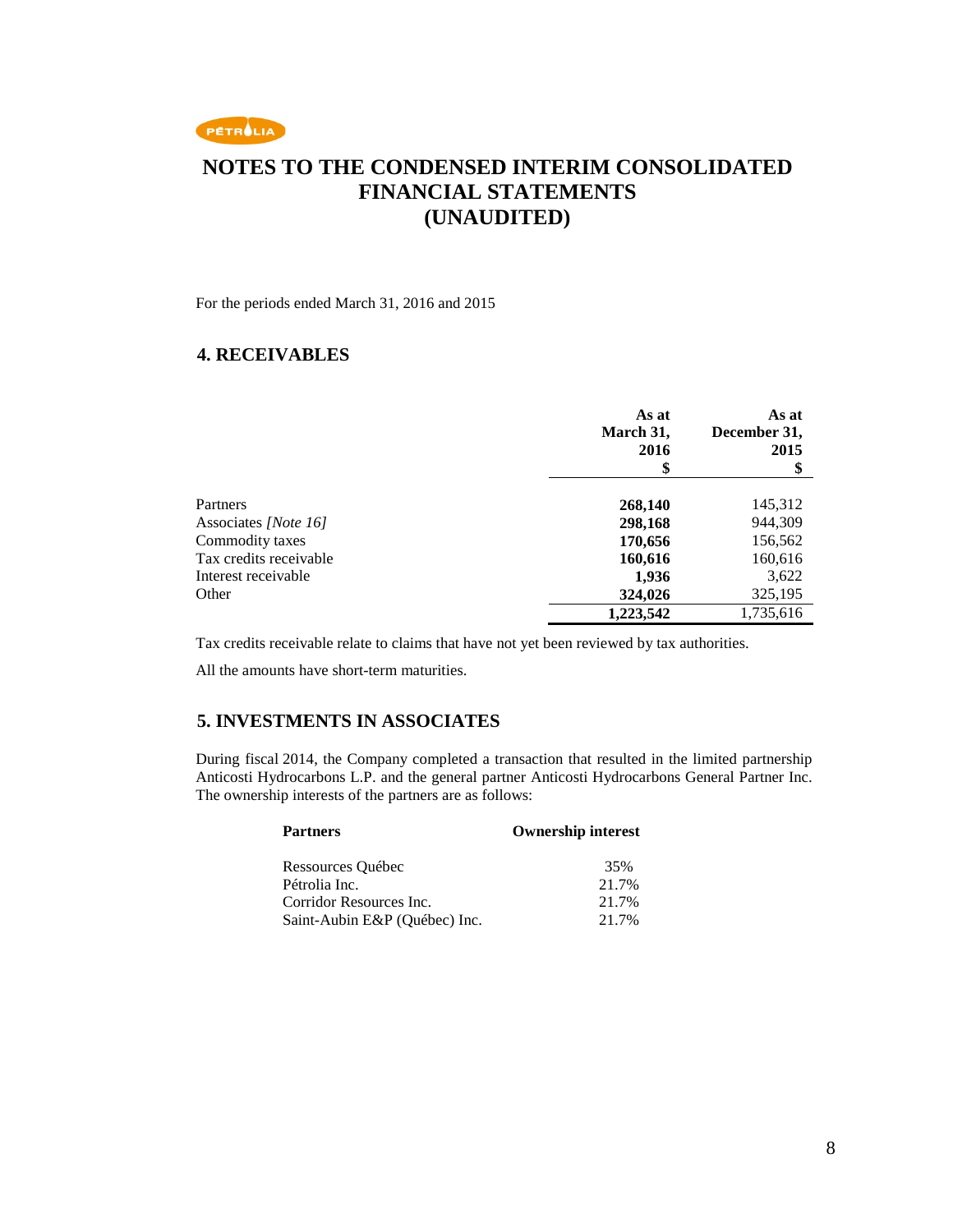# NOTES TO THE CONDENSED INTERIM CONSOLIDATED FINANCIAL STATEMENTS (UNAUDITED)

For the periods ended March 31, 2016 and 2015

## 4. RECEIVABLES

| | As at March 31, 2016 $ | As at December 31, 2015 $ |
|---|---|---|
| Partners | **268,140** | 145,312 |
| Associates *[Note 16]* | **298,168** | 944,309 |
| Commodity taxes | **170,656** | 156,562 |
| Tax credits receivable | **160,616** | 160,616 |
| Interest receivable | **1,936** | 3,622 |
| Other | **324,026** | 325,195 |
| | **1,223,542** | 1,735,616 |

Tax credits receivable relate to claims that have not yet been reviewed by tax authorities.

All the amounts have short-term maturities.

## 5. INVESTMENTS IN ASSOCIATES

During fiscal 2014, the Company completed a transaction that resulted in the limited partnership Anticosti Hydrocarbons L.P. and the general partner Anticosti Hydrocarbons General Partner Inc. The ownership interests of the partners are as follows:

| Partners | Ownership interest |
|---|---|
| Ressources Québec | 35% |
| Pétrolia Inc. | 21.7% |
| Corridor Resources Inc. | 21.7% |
| Saint-Aubin E&P (Québec) Inc. | 21.7% |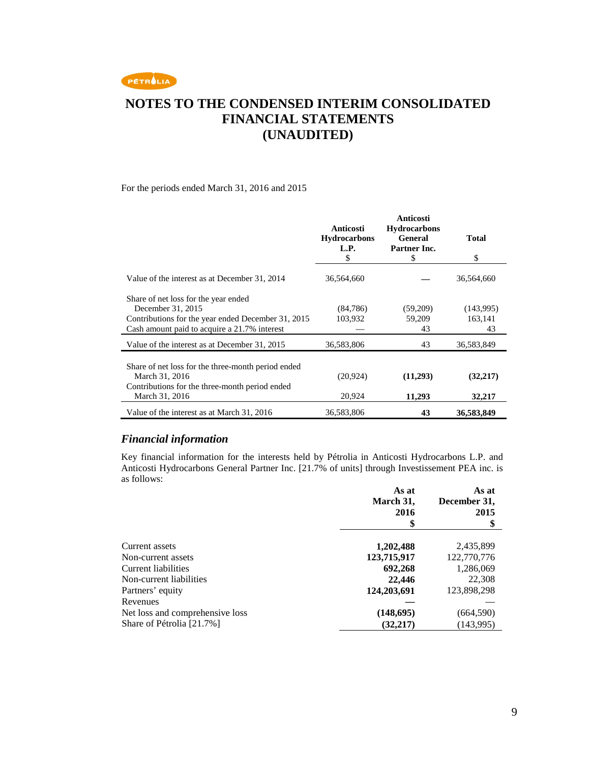# NOTES TO THE CONDENSED INTERIM CONSOLIDATED FINANCIAL STATEMENTS (UNAUDITED)

For the periods ended March 31, 2016 and 2015

| | Anticosti Hydrocarbons L.P. | Anticosti Hydrocarbons General Partner Inc. | Total |
|---|---|---|---|
| | $ | $ | $ |
| Value of the interest as at December 31, 2014 | 36,564,660 | — | 36,564,660 |
| Share of net loss for the year ended December 31, 2015 | (84,786) | (59,209) | (143,995) |
| Contributions for the year ended December 31, 2015 | 103,932 | 59,209 | 163,141 |
| Cash amount paid to acquire a 21.7% interest | — | 43 | 43 |
| Value of the interest as at December 31, 2015 | 36,583,806 | 43 | 36,583,849 |
| Share of net loss for the three-month period ended March 31, 2016 | (20,924) | **(11,293)** | **(32,217)** |
| Contributions for the three-month period ended March 31, 2016 | 20,924 | **11,293** | **32,217** |
| Value of the interest as at March 31, 2016 | 36,583,806 | **43** | **36,583,849** |

### *Financial information*

Key financial information for the interests held by Pétrolia in Anticosti Hydrocarbons L.P. and Anticosti Hydrocarbons General Partner Inc. [21.7% of units] through Investissement PEA inc. is as follows:

| | As at March 31, 2016 | As at December 31, 2015 |
|---|---|---|
| | **$** | **$** |
| Current assets | **1,202,488** | 2,435,899 |
| Non-current assets | **123,715,917** | 122,770,776 |
| Current liabilities | **692,268** | 1,286,069 |
| Non-current liabilities | **22,446** | 22,308 |
| Partners' equity | **124,203,691** | 123,898,298 |
| Revenues | **—** | — |
| Net loss and comprehensive loss | **(148,695)** | (664,590) |
| Share of Pétrolia [21.7%] | **(32,217)** | (143,995) |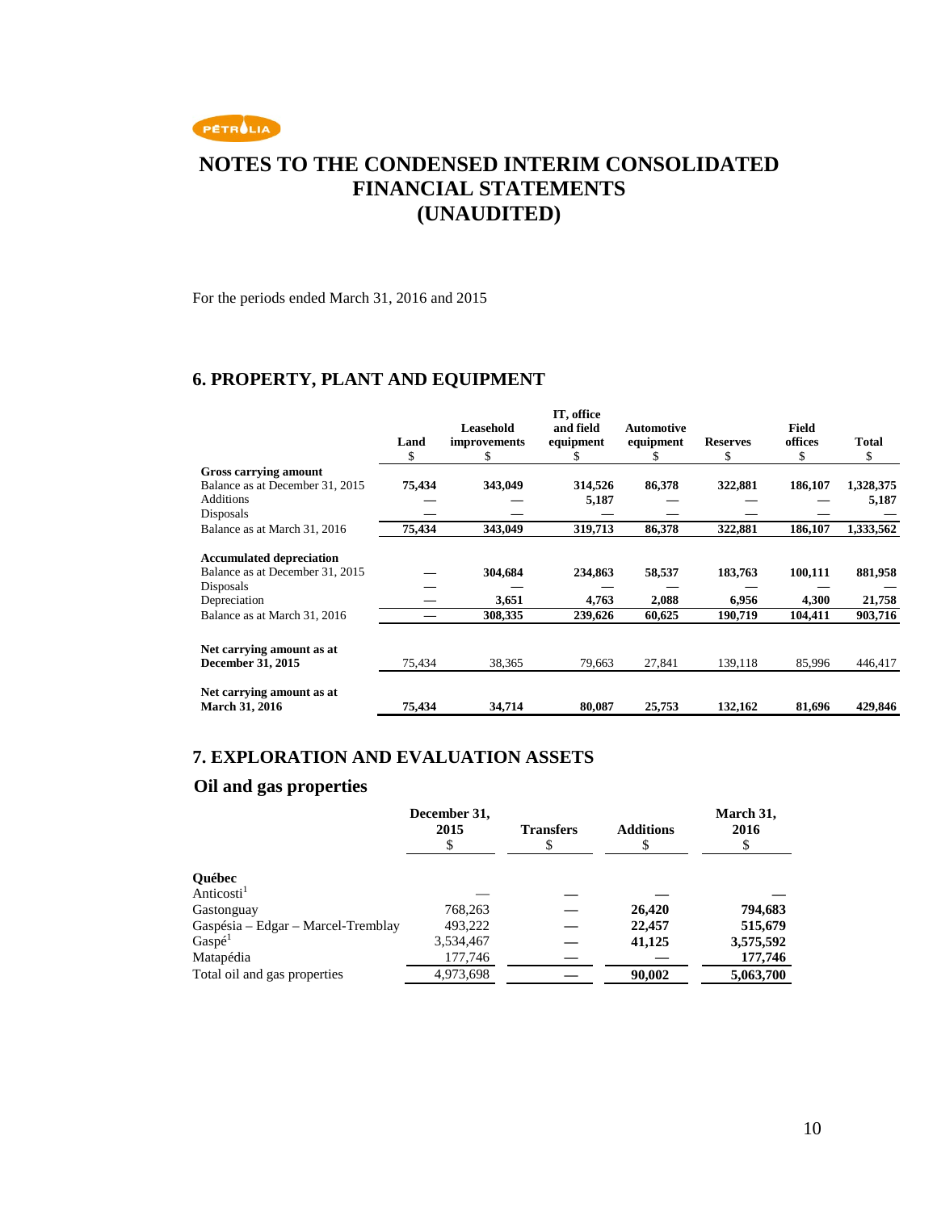# NOTES TO THE CONDENSED INTERIM CONSOLIDATED FINANCIAL STATEMENTS (UNAUDITED)

For the periods ended March 31, 2016 and 2015

## 6. PROPERTY, PLANT AND EQUIPMENT

| | Land<br>$ | Leasehold improvements<br>$ | IT, office and field equipment<br>$ | Automotive equipment<br>$ | Reserves<br>$ | Field offices<br>$ | Total<br>$ |
|---|---|---|---|---|---|---|---|
| **Gross carrying amount** | | | | | | | |
| Balance as at December 31, 2015 | **75,434** | **343,049** | **314,526** | **86,378** | **322,881** | **186,107** | **1,328,375** |
| Additions | — | — | **5,187** | — | — | — | **5,187** |
| Disposals | — | — | — | — | — | — | — |
| Balance as at March 31, 2016 | **75,434** | **343,049** | **319,713** | **86,378** | **322,881** | **186,107** | **1,333,562** |
| **Accumulated depreciation** | | | | | | | |
| Balance as at December 31, 2015 | — | **304,684** | **234,863** | **58,537** | **183,763** | **100,111** | **881,958** |
| Disposals | — | — | — | — | — | — | — |
| Depreciation | — | **3,651** | **4,763** | **2,088** | **6,956** | **4,300** | **21,758** |
| Balance as at March 31, 2016 | — | **308,335** | **239,626** | **60,625** | **190,719** | **104,411** | **903,716** |
| **Net carrying amount as at December 31, 2015** | 75,434 | 38,365 | 79,663 | 27,841 | 139,118 | 85,996 | 446,417 |
| **Net carrying amount as at March 31, 2016** | **75,434** | **34,714** | **80,087** | **25,753** | **132,162** | **81,696** | **429,846** |

## 7. EXPLORATION AND EVALUATION ASSETS

### Oil and gas properties

| | December 31, 2015<br>$ | Transfers<br>$ | Additions<br>$ | March 31, 2016<br>$ |
|---|---|---|---|---|
| **Québec** | | | | |
| Anticosti[1] | — | — | — | — |
| Gastonguay | 768,263 | — | **26,420** | **794,683** |
| Gaspésia – Edgar – Marcel-Tremblay | 493,222 | — | **22,457** | **515,679** |
| Gaspé[1] | 3,534,467 | — | **41,125** | **3,575,592** |
| Matapédia | 177,746 | — | — | **177,746** |
| Total oil and gas properties | 4,973,698 | — | **90,002** | **5,063,700** |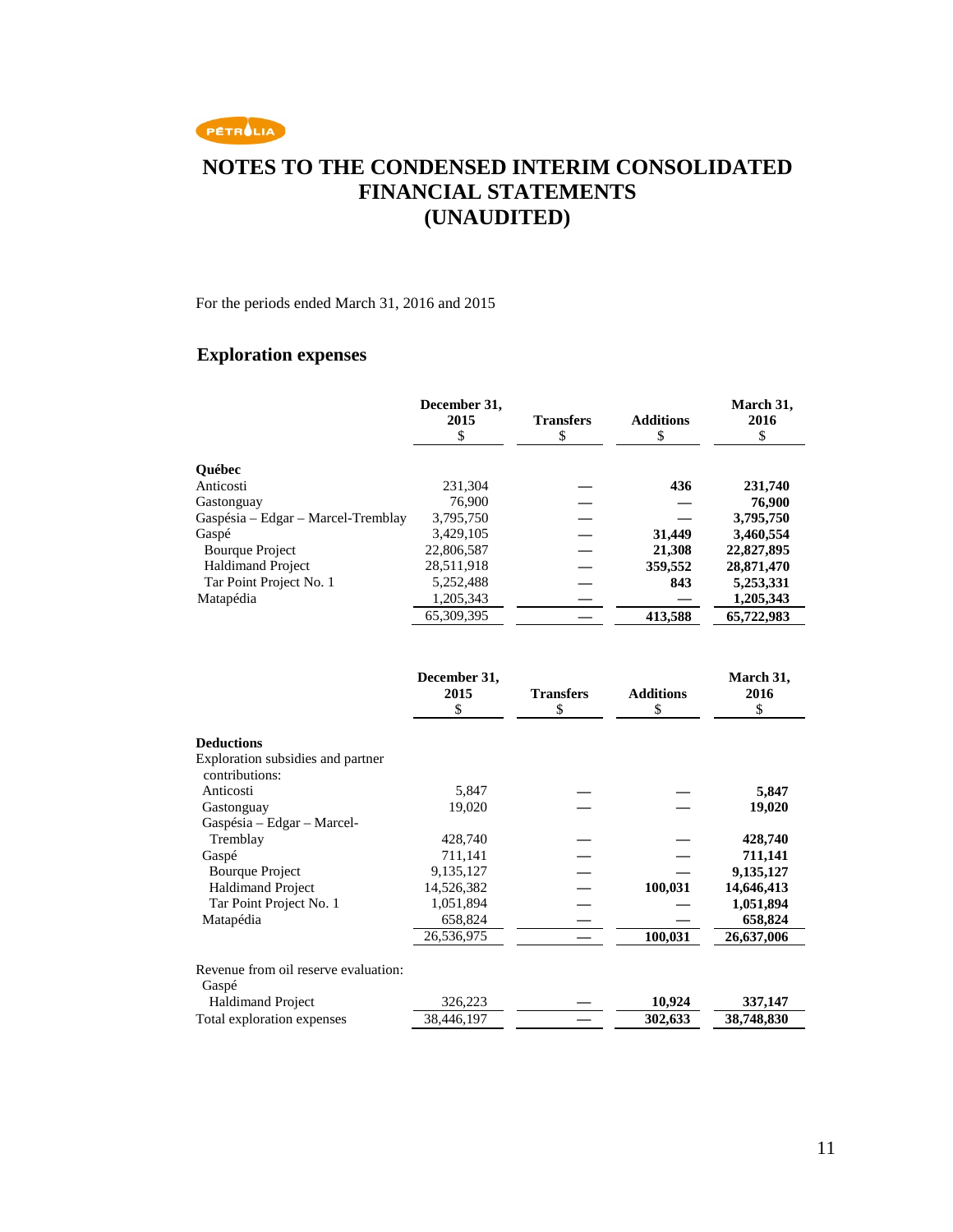# NOTES TO THE CONDENSED INTERIM CONSOLIDATED FINANCIAL STATEMENTS (UNAUDITED)

For the periods ended March 31, 2016 and 2015

## Exploration expenses

| | December 31, 2015 $ | Transfers $ | Additions $ | March 31, 2016 $ |
|---|---|---|---|---|
| **Québec** | | | | |
| Anticosti | 231,304 | — | **436** | **231,740** |
| Gastonguay | 76,900 | — | — | **76,900** |
| Gaspésia – Edgar – Marcel-Tremblay | 3,795,750 | — | — | **3,795,750** |
| Gaspé | 3,429,105 | — | **31,449** | **3,460,554** |
| Bourque Project | 22,806,587 | — | **21,308** | **22,827,895** |
| Haldimand Project | 28,511,918 | — | **359,552** | **28,871,470** |
| Tar Point Project No. 1 | 5,252,488 | — | **843** | **5,253,331** |
| Matapédia | 1,205,343 | — | — | **1,205,343** |
| | 65,309,395 | — | **413,588** | **65,722,983** |

| | December 31, 2015 $ | Transfers $ | Additions $ | March 31, 2016 $ |
|---|---|---|---|---|
| **Deductions** | | | | |
| Exploration subsidies and partner contributions: | | | | |
| Anticosti | 5,847 | — | — | **5,847** |
| Gastonguay | 19,020 | — | — | **19,020** |
| Gaspésia – Edgar – Marcel-Tremblay | 428,740 | — | — | **428,740** |
| Gaspé | 711,141 | — | — | **711,141** |
| Bourque Project | 9,135,127 | — | — | **9,135,127** |
| Haldimand Project | 14,526,382 | — | **100,031** | **14,646,413** |
| Tar Point Project No. 1 | 1,051,894 | — | — | **1,051,894** |
| Matapédia | 658,824 | — | — | **658,824** |
| | 26,536,975 | — | **100,031** | **26,637,006** |
| Revenue from oil reserve evaluation: | | | | |
| Gaspé | | | | |
| Haldimand Project | 326,223 | — | **10,924** | **337,147** |
| Total exploration expenses | 38,446,197 | — | **302,633** | **38,748,830** |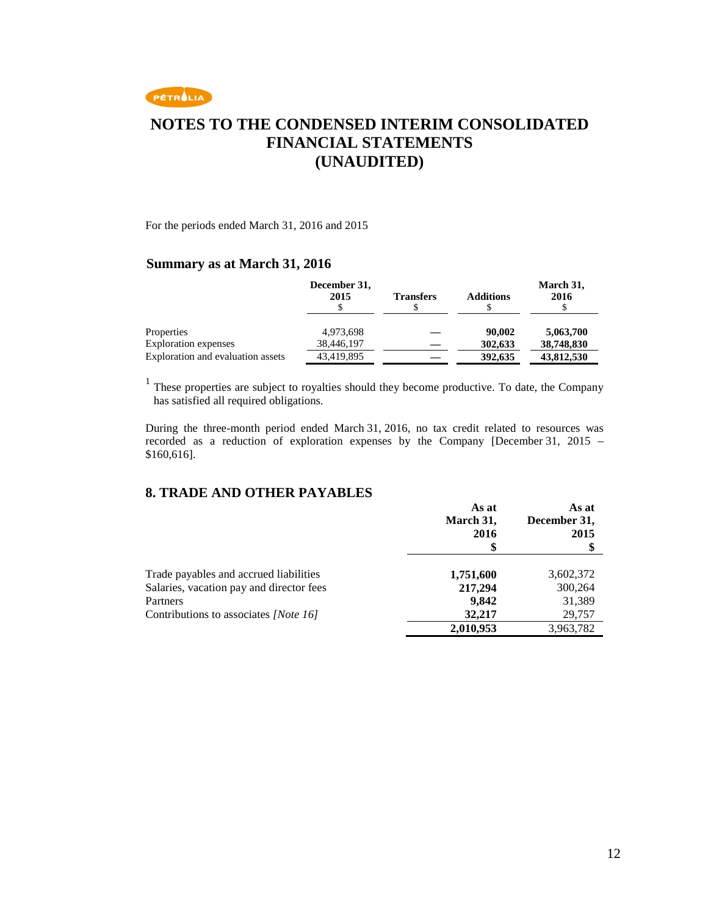# NOTES TO THE CONDENSED INTERIM CONSOLIDATED FINANCIAL STATEMENTS (UNAUDITED)

For the periods ended March 31, 2016 and 2015

### Summary as at March 31, 2016

| | December 31, 2015 $ | Transfers $ | Additions $ | March 31, 2016 $ |
|---|---|---|---|---|
| Properties | 4,973,698 | — | **90,002** | **5,063,700** |
| Exploration expenses | 38,446,197 | — | **302,633** | **38,748,830** |
| Exploration and evaluation assets | 43,419,895 | — | **392,635** | **43,812,530** |

[1] These properties are subject to royalties should they become productive. To date, the Company has satisfied all required obligations.

During the three-month period ended March 31, 2016, no tax credit related to resources was recorded as a reduction of exploration expenses by the Company [December 31, 2015 – $160,616].

## 8. TRADE AND OTHER PAYABLES

| | As at March 31, 2016 $ | As at December 31, 2015 $ |
|---|---|---|
| Trade payables and accrued liabilities | **1,751,600** | 3,602,372 |
| Salaries, vacation pay and director fees | **217,294** | 300,264 |
| Partners | **9,842** | 31,389 |
| Contributions to associates *[Note 16]* | **32,217** | 29,757 |
| | **2,010,953** | 3,963,782 |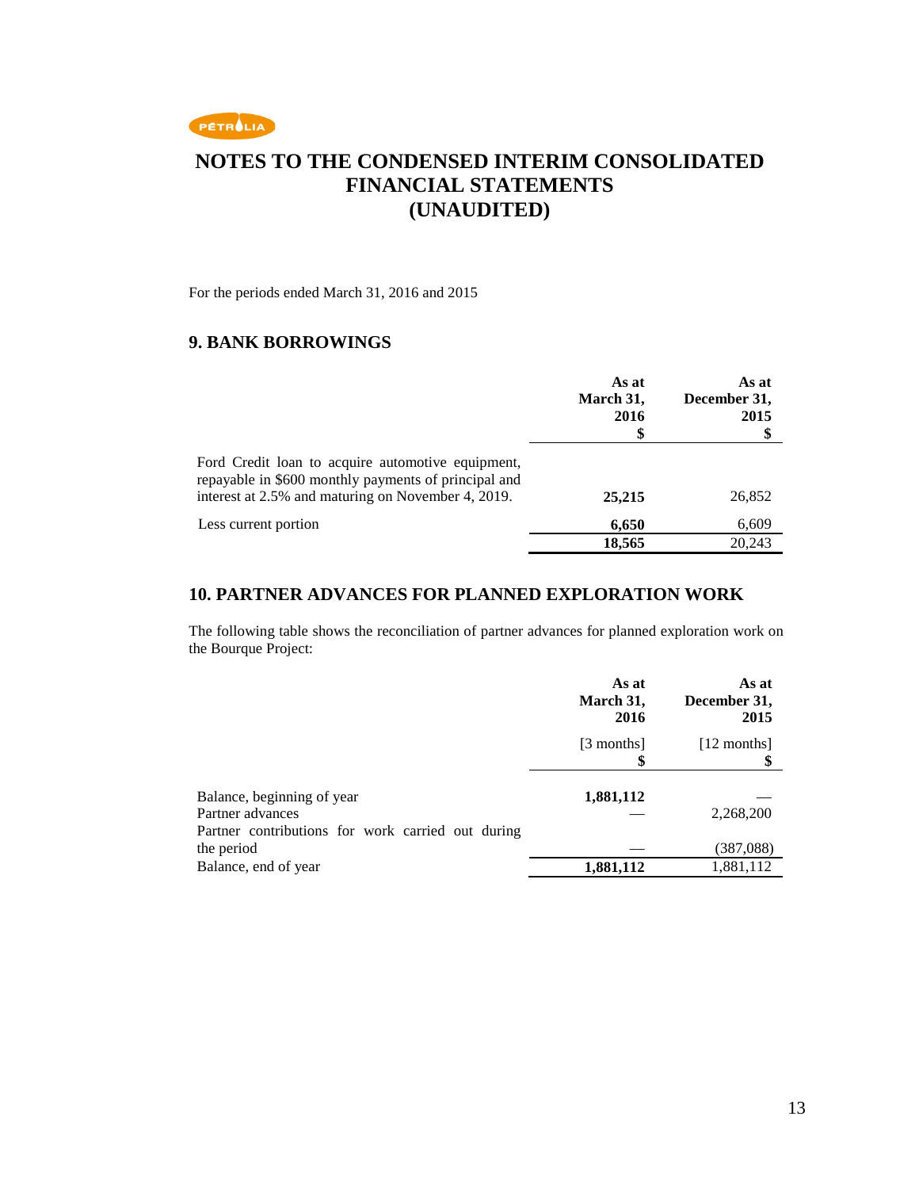# NOTES TO THE CONDENSED INTERIM CONSOLIDATED FINANCIAL STATEMENTS (UNAUDITED)

For the periods ended March 31, 2016 and 2015

## 9. BANK BORROWINGS

| | As at March 31, 2016 $ | As at December 31, 2015 $ |
|---|---|---|
| Ford Credit loan to acquire automotive equipment, repayable in $600 monthly payments of principal and interest at 2.5% and maturing on November 4, 2019. | **25,215** | 26,852 |
| Less current portion | **6,650** | 6,609 |
| | **18,565** | 20,243 |

## 10. PARTNER ADVANCES FOR PLANNED EXPLORATION WORK

The following table shows the reconciliation of partner advances for planned exploration work on the Bourque Project:

| | As at March 31, 2016 [3 months] $ | As at December 31, 2015 [12 months] $ |
|---|---|---|
| Balance, beginning of year | **1,881,112** | — |
| Partner advances | — | 2,268,200 |
| Partner contributions for work carried out during the period | — | (387,088) |
| Balance, end of year | **1,881,112** | 1,881,112 |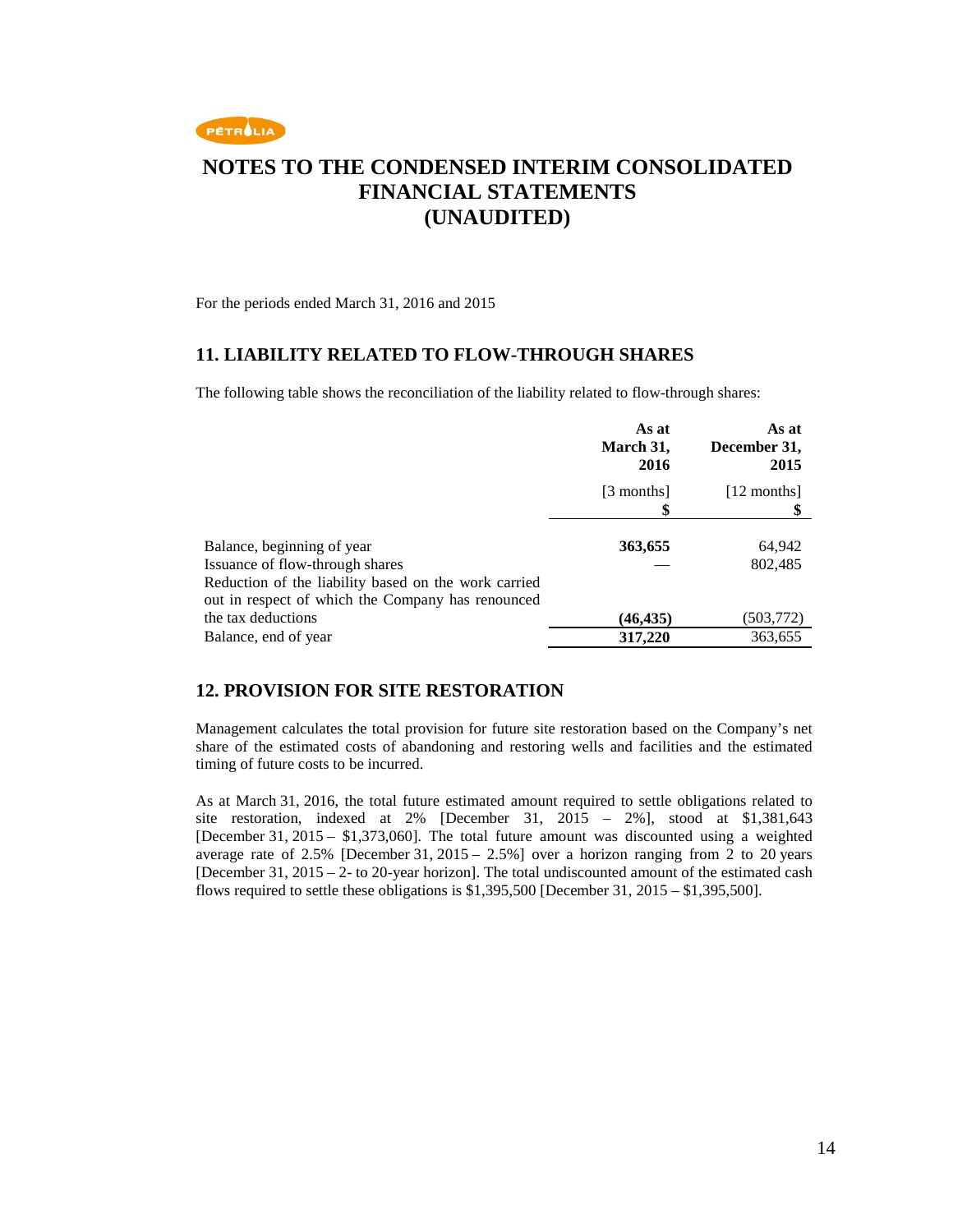# NOTES TO THE CONDENSED INTERIM CONSOLIDATED FINANCIAL STATEMENTS (UNAUDITED)

For the periods ended March 31, 2016 and 2015

## 11. LIABILITY RELATED TO FLOW-THROUGH SHARES

The following table shows the reconciliation of the liability related to flow-through shares:

| | **As at March 31, 2016** | **As at December 31, 2015** |
|---|---|---|
| | [3 months] **$** | [12 months] **$** |
| Balance, beginning of year | **363,655** | 64,942 |
| Issuance of flow-through shares | — | 802,485 |
| Reduction of the liability based on the work carried out in respect of which the Company has renounced the tax deductions | **(46,435)** | (503,772) |
| Balance, end of year | **317,220** | 363,655 |

## 12. PROVISION FOR SITE RESTORATION

Management calculates the total provision for future site restoration based on the Company's net share of the estimated costs of abandoning and restoring wells and facilities and the estimated timing of future costs to be incurred.

As at March 31, 2016, the total future estimated amount required to settle obligations related to site restoration, indexed at 2% [December 31, 2015 – 2%], stood at $1,381,643 [December 31, 2015 – $1,373,060]. The total future amount was discounted using a weighted average rate of 2.5% [December 31, 2015 – 2.5%] over a horizon ranging from 2 to 20 years [December 31, 2015 – 2- to 20-year horizon]. The total undiscounted amount of the estimated cash flows required to settle these obligations is $1,395,500 [December 31, 2015 – $1,395,500].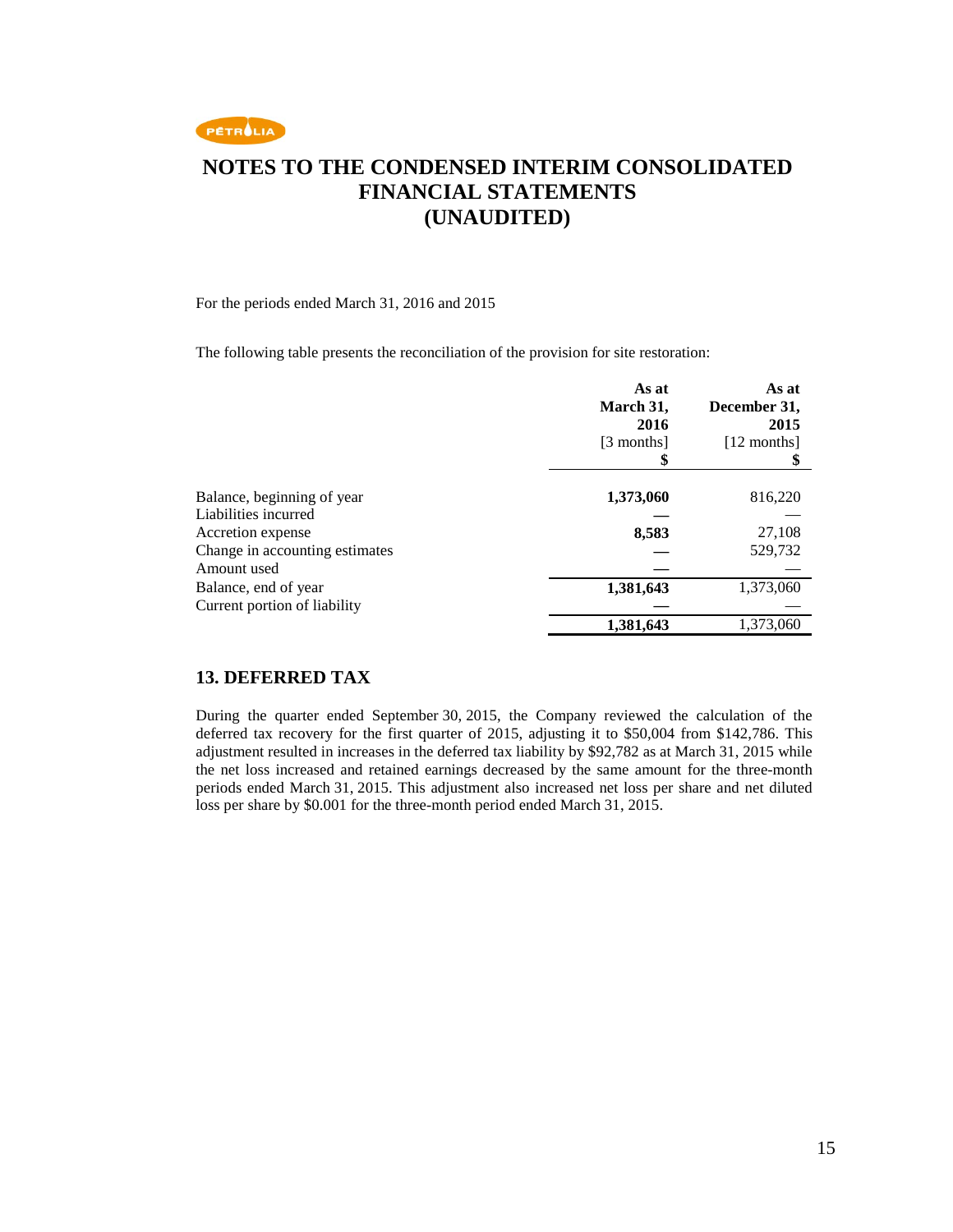# NOTES TO THE CONDENSED INTERIM CONSOLIDATED FINANCIAL STATEMENTS (UNAUDITED)

For the periods ended March 31, 2016 and 2015

The following table presents the reconciliation of the provision for site restoration:

| | **As at March 31, 2016** [3 months] **$** | **As at December 31, 2015** [12 months] **$** |
|---|---|---|
| Balance, beginning of year | **1,373,060** | 816,220 |
| Liabilities incurred | **—** | — |
| Accretion expense | **8,583** | 27,108 |
| Change in accounting estimates | **—** | 529,732 |
| Amount used | **—** | — |
| Balance, end of year | **1,381,643** | 1,373,060 |
| Current portion of liability | **—** | — |
| | **1,381,643** | 1,373,060 |

## 13. DEFERRED TAX

During the quarter ended September 30, 2015, the Company reviewed the calculation of the deferred tax recovery for the first quarter of 2015, adjusting it to $50,004 from $142,786. This adjustment resulted in increases in the deferred tax liability by $92,782 as at March 31, 2015 while the net loss increased and retained earnings decreased by the same amount for the three-month periods ended March 31, 2015. This adjustment also increased net loss per share and net diluted loss per share by $0.001 for the three-month period ended March 31, 2015.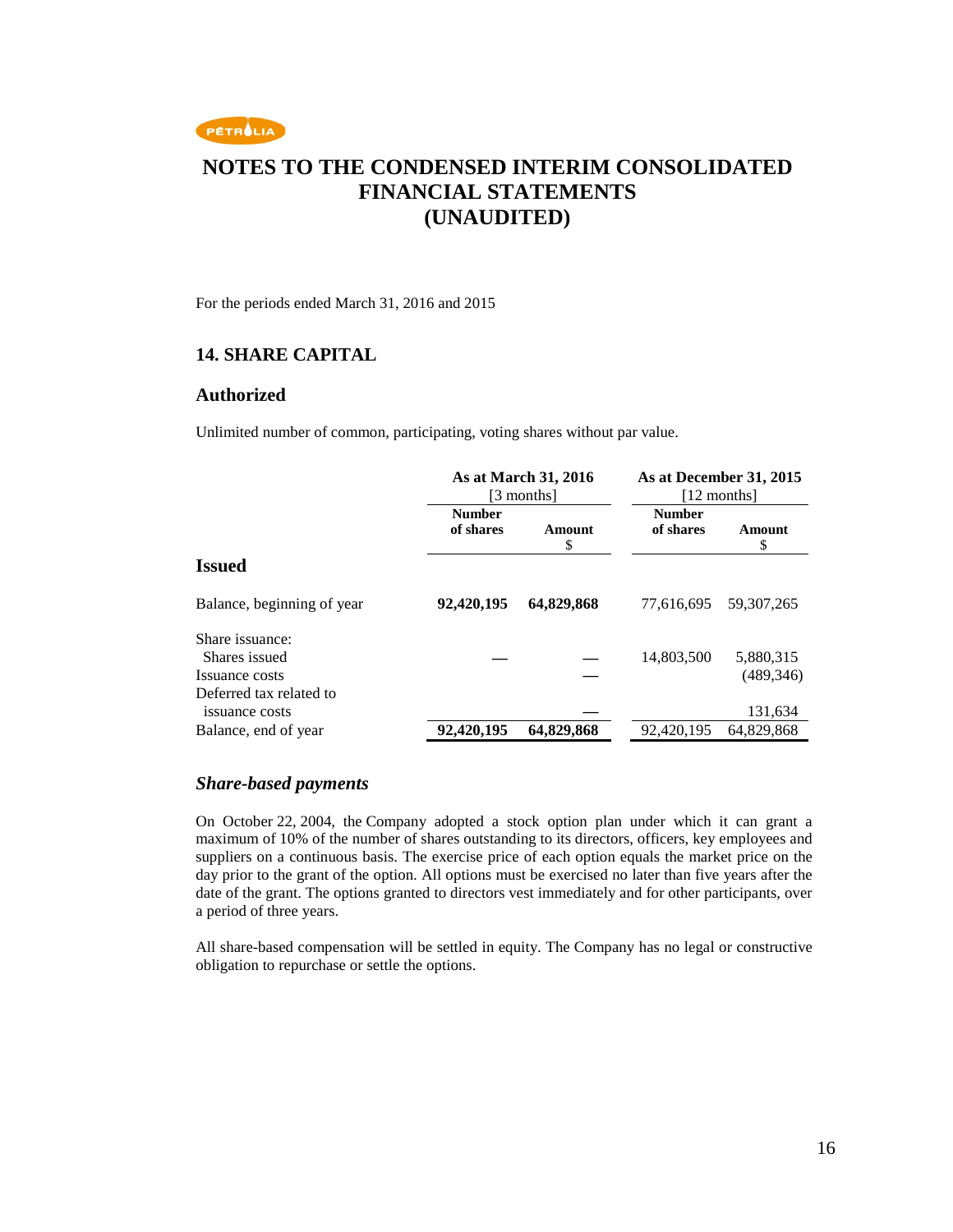# NOTES TO THE CONDENSED INTERIM CONSOLIDATED FINANCIAL STATEMENTS (UNAUDITED)

For the periods ended March 31, 2016 and 2015

## 14. SHARE CAPITAL

### Authorized

Unlimited number of common, participating, voting shares without par value.

| | As at March 31, 2016 [3 months] | | As at December 31, 2015 [12 months] | |
|---|---|---|---|---|
| | **Number of shares** | **Amount $** | **Number of shares** | **Amount $** |
| **Issued** | | | | |
| Balance, beginning of year | **92,420,195** | **64,829,868** | 77,616,695 | 59,307,265 |
| Share issuance: | | | | |
| Shares issued | — | — | 14,803,500 | 5,880,315 |
| Issuance costs | | — | | (489,346) |
| Deferred tax related to issuance costs | | — | | 131,634 |
| Balance, end of year | **92,420,195** | **64,829,868** | 92,420,195 | 64,829,868 |

### *Share-based payments*

On October 22, 2004, the Company adopted a stock option plan under which it can grant a maximum of 10% of the number of shares outstanding to its directors, officers, key employees and suppliers on a continuous basis. The exercise price of each option equals the market price on the day prior to the grant of the option. All options must be exercised no later than five years after the date of the grant. The options granted to directors vest immediately and for other participants, over a period of three years.

All share-based compensation will be settled in equity. The Company has no legal or constructive obligation to repurchase or settle the options.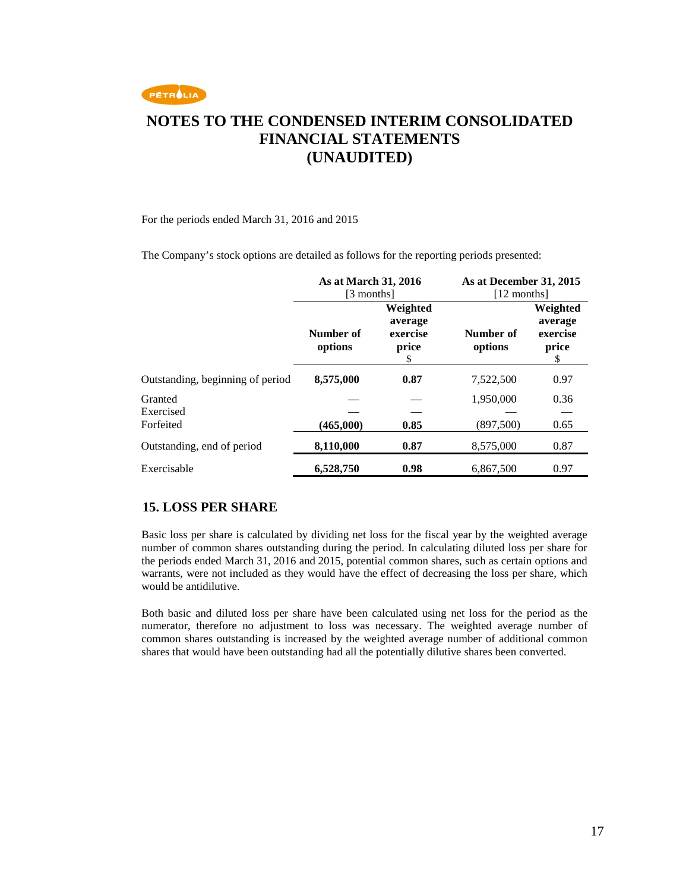# NOTES TO THE CONDENSED INTERIM CONSOLIDATED FINANCIAL STATEMENTS (UNAUDITED)

For the periods ended March 31, 2016 and 2015

The Company's stock options are detailed as follows for the reporting periods presented:

| | **As at March 31, 2016** [3 months] | | **As at December 31, 2015** [12 months] | |
|---|---|---|---|---|
| | **Number of options** | **Weighted average exercise price** $ | **Number of options** | **Weighted average exercise price** $ |
| Outstanding, beginning of period | **8,575,000** | **0.87** | 7,522,500 | 0.97 |
| Granted | — | — | 1,950,000 | 0.36 |
| Exercised | — | — | — | — |
| Forfeited | **(465,000)** | **0.85** | (897,500) | 0.65 |
| Outstanding, end of period | **8,110,000** | **0.87** | 8,575,000 | 0.87 |
| Exercisable | **6,528,750** | **0.98** | 6,867,500 | 0.97 |

## 15. LOSS PER SHARE

Basic loss per share is calculated by dividing net loss for the fiscal year by the weighted average number of common shares outstanding during the period. In calculating diluted loss per share for the periods ended March 31, 2016 and 2015, potential common shares, such as certain options and warrants, were not included as they would have the effect of decreasing the loss per share, which would be antidilutive.

Both basic and diluted loss per share have been calculated using net loss for the period as the numerator, therefore no adjustment to loss was necessary. The weighted average number of common shares outstanding is increased by the weighted average number of additional common shares that would have been outstanding had all the potentially dilutive shares been converted.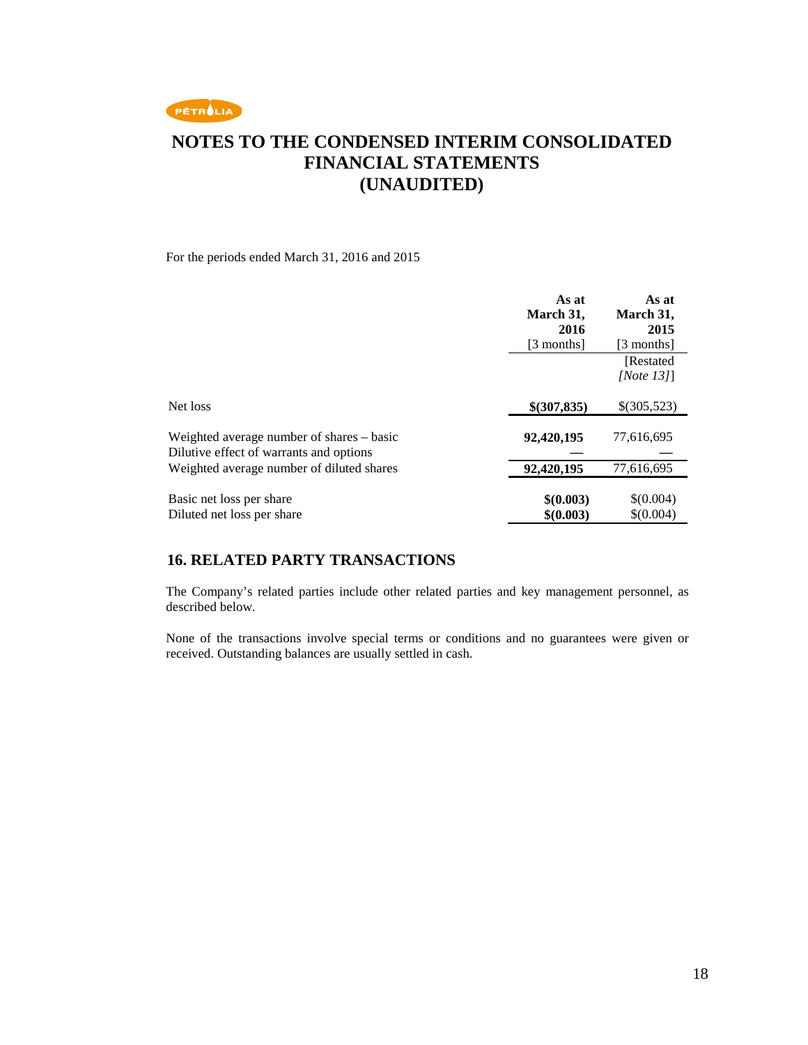# NOTES TO THE CONDENSED INTERIM CONSOLIDATED FINANCIAL STATEMENTS (UNAUDITED)

For the periods ended March 31, 2016 and 2015

| | **As at March 31, 2016** [3 months] | **As at March 31, 2015** [3 months] [Restated *[Note 13]*] |
|---|---|---|
| Net loss | **$(307,835)** | $(305,523) |
| Weighted average number of shares – basic | **92,420,195** | 77,616,695 |
| Dilutive effect of warrants and options | **—** | — |
| Weighted average number of diluted shares | **92,420,195** | 77,616,695 |
| Basic net loss per share | **$(0.003)** | $(0.004) |
| Diluted net loss per share | **$(0.003)** | $(0.004) |

## 16. RELATED PARTY TRANSACTIONS

The Company's related parties include other related parties and key management personnel, as described below.

None of the transactions involve special terms or conditions and no guarantees were given or received. Outstanding balances are usually settled in cash.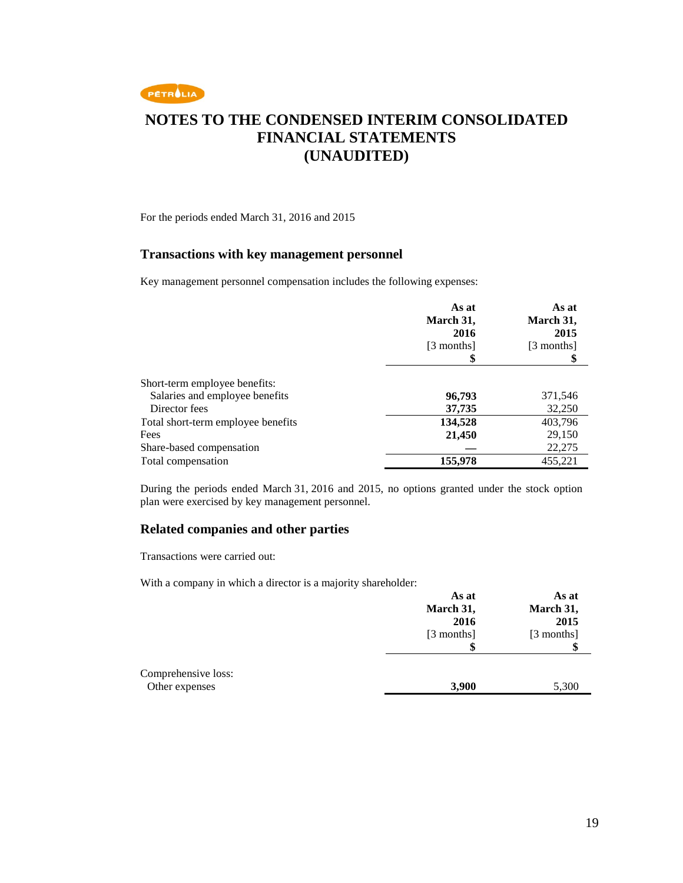# NOTES TO THE CONDENSED INTERIM CONSOLIDATED FINANCIAL STATEMENTS (UNAUDITED)

For the periods ended March 31, 2016 and 2015

## Transactions with key management personnel

Key management personnel compensation includes the following expenses:

| | As at March 31, 2016 [3 months] $ | As at March 31, 2015 [3 months] $ |
|---|---|---|
| Short-term employee benefits: | | |
| Salaries and employee benefits | **96,793** | 371,546 |
| Director fees | **37,735** | 32,250 |
| Total short-term employee benefits | **134,528** | 403,796 |
| Fees | **21,450** | 29,150 |
| Share-based compensation | **—** | 22,275 |
| Total compensation | **155,978** | 455,221 |

During the periods ended March 31, 2016 and 2015, no options granted under the stock option plan were exercised by key management personnel.

## Related companies and other parties

Transactions were carried out:

With a company in which a director is a majority shareholder:

| | As at March 31, 2016 [3 months] $ | As at March 31, 2015 [3 months] $ |
|---|---|---|
| Comprehensive loss: | | |
| Other expenses | **3,900** | 5,300 |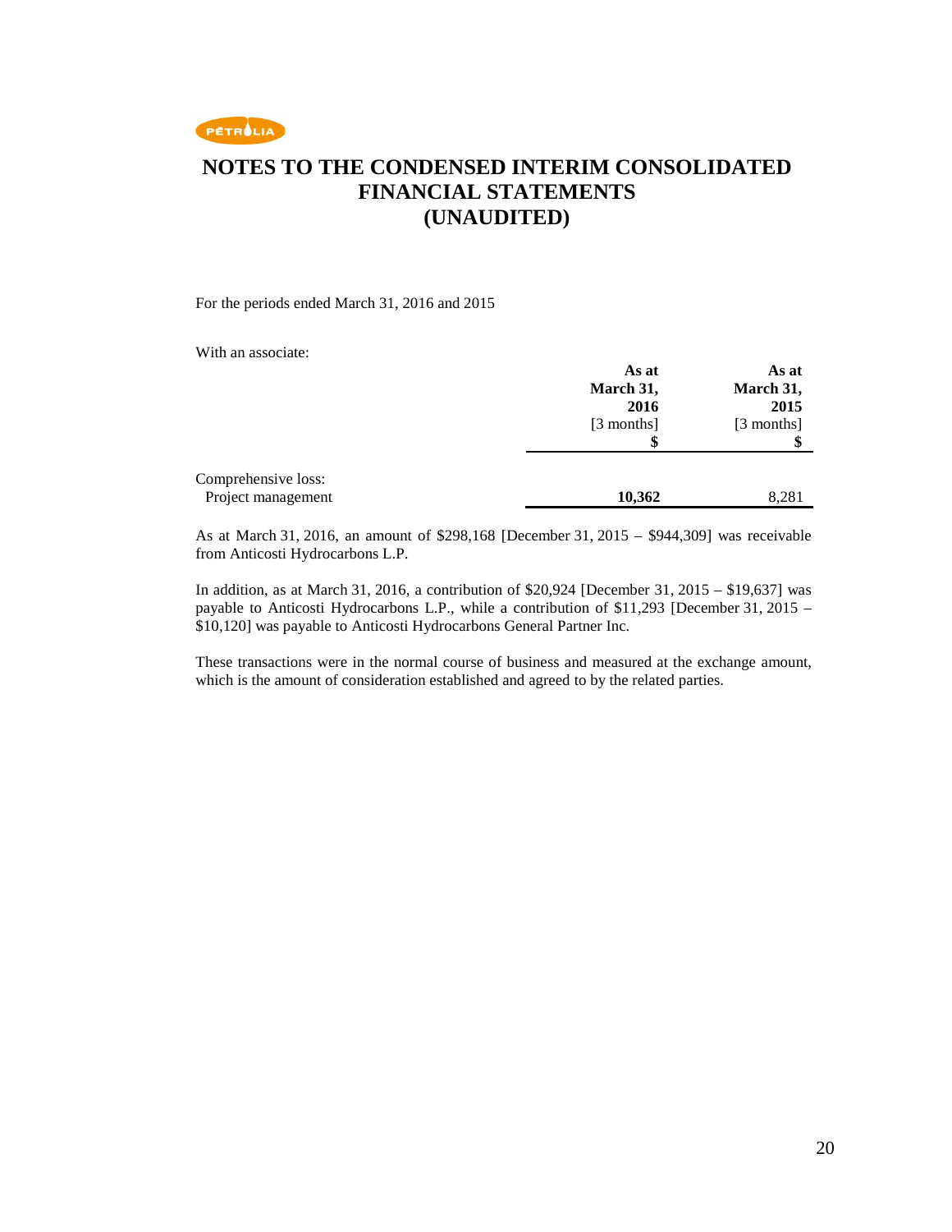# NOTES TO THE CONDENSED INTERIM CONSOLIDATED FINANCIAL STATEMENTS (UNAUDITED)

For the periods ended March 31, 2016 and 2015

With an associate:

| | **As at March 31, 2016** [3 months] **$** | **As at March 31, 2015** [3 months] **$** |
|---|---|---|
| Comprehensive loss: | | |
| Project management | **10,362** | 8,281 |

As at March 31, 2016, an amount of $298,168 [December 31, 2015 – $944,309] was receivable from Anticosti Hydrocarbons L.P.

In addition, as at March 31, 2016, a contribution of $20,924 [December 31, 2015 – $19,637] was payable to Anticosti Hydrocarbons L.P., while a contribution of $11,293 [December 31, 2015 – $10,120] was payable to Anticosti Hydrocarbons General Partner Inc.

These transactions were in the normal course of business and measured at the exchange amount, which is the amount of consideration established and agreed to by the related parties.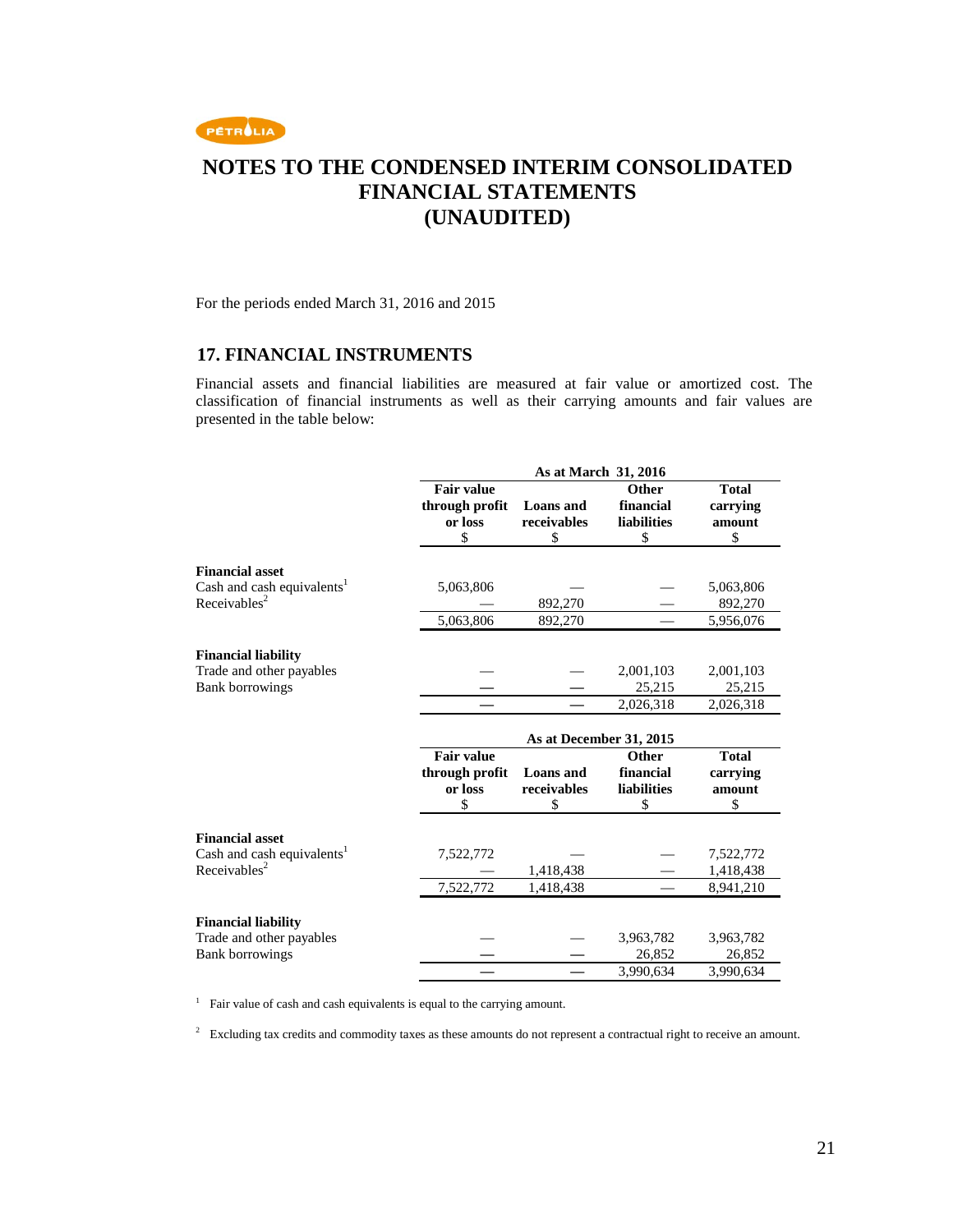# NOTES TO THE CONDENSED INTERIM CONSOLIDATED FINANCIAL STATEMENTS (UNAUDITED)

For the periods ended March 31, 2016 and 2015

## 17. FINANCIAL INSTRUMENTS

Financial assets and financial liabilities are measured at fair value or amortized cost. The classification of financial instruments as well as their carrying amounts and fair values are presented in the table below:

| | As at March 31, 2016 | | | |
|---|---|---|---|---|
| | **Fair value through profit or loss** $ | **Loans and receivables** $ | **Other financial liabilities** $ | **Total carrying amount** $ |
| **Financial asset** | | | | |
| Cash and cash equivalents[1] | 5,063,806 | — | — | 5,063,806 |
| Receivables[2] | — | 892,270 | — | 892,270 |
| | 5,063,806 | 892,270 | — | 5,956,076 |
| **Financial liability** | | | | |
| Trade and other payables | — | — | 2,001,103 | 2,001,103 |
| Bank borrowings | — | — | 25,215 | 25,215 |
| | — | — | 2,026,318 | 2,026,318 |

| | As at December 31, 2015 | | | |
|---|---|---|---|---|
| | **Fair value through profit or loss** $ | **Loans and receivables** $ | **Other financial liabilities** $ | **Total carrying amount** $ |
| **Financial asset** | | | | |
| Cash and cash equivalents[1] | 7,522,772 | — | — | 7,522,772 |
| Receivables[2] | — | 1,418,438 | — | 1,418,438 |
| | 7,522,772 | 1,418,438 | — | 8,941,210 |
| **Financial liability** | | | | |
| Trade and other payables | — | — | 3,963,782 | 3,963,782 |
| Bank borrowings | — | — | 26,852 | 26,852 |
| | — | — | 3,990,634 | 3,990,634 |

[1] Fair value of cash and cash equivalents is equal to the carrying amount.

[2] Excluding tax credits and commodity taxes as these amounts do not represent a contractual right to receive an amount.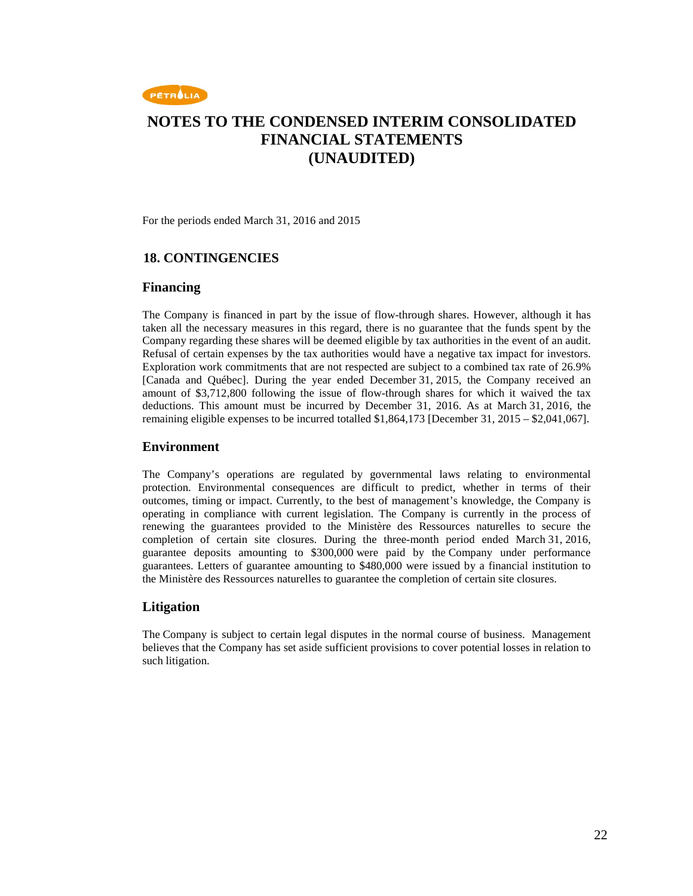# NOTES TO THE CONDENSED INTERIM CONSOLIDATED FINANCIAL STATEMENTS (UNAUDITED)

For the periods ended March 31, 2016 and 2015

## 18. CONTINGENCIES

### Financing

The Company is financed in part by the issue of flow-through shares. However, although it has taken all the necessary measures in this regard, there is no guarantee that the funds spent by the Company regarding these shares will be deemed eligible by tax authorities in the event of an audit. Refusal of certain expenses by the tax authorities would have a negative tax impact for investors. Exploration work commitments that are not respected are subject to a combined tax rate of 26.9% [Canada and Québec]. During the year ended December 31, 2015, the Company received an amount of $3,712,800 following the issue of flow-through shares for which it waived the tax deductions. This amount must be incurred by December 31, 2016. As at March 31, 2016, the remaining eligible expenses to be incurred totalled $1,864,173 [December 31, 2015 – $2,041,067].

### Environment

The Company's operations are regulated by governmental laws relating to environmental protection. Environmental consequences are difficult to predict, whether in terms of their outcomes, timing or impact. Currently, to the best of management's knowledge, the Company is operating in compliance with current legislation. The Company is currently in the process of renewing the guarantees provided to the Ministère des Ressources naturelles to secure the completion of certain site closures. During the three-month period ended March 31, 2016, guarantee deposits amounting to $300,000 were paid by the Company under performance guarantees. Letters of guarantee amounting to $480,000 were issued by a financial institution to the Ministère des Ressources naturelles to guarantee the completion of certain site closures.

### Litigation

The Company is subject to certain legal disputes in the normal course of business. Management believes that the Company has set aside sufficient provisions to cover potential losses in relation to such litigation.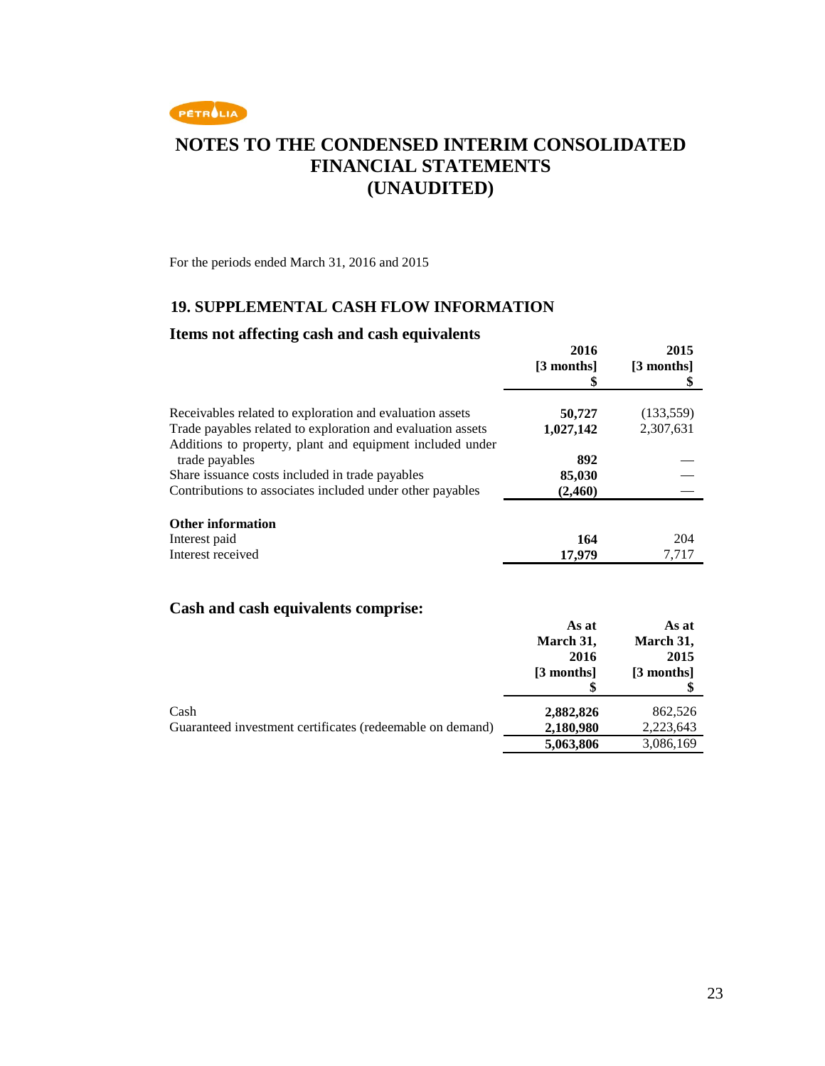# NOTES TO THE CONDENSED INTERIM CONSOLIDATED FINANCIAL STATEMENTS (UNAUDITED)

For the periods ended March 31, 2016 and 2015

## 19. SUPPLEMENTAL CASH FLOW INFORMATION

### Items not affecting cash and cash equivalents

| | 2016 [3 months] $ | 2015 [3 months] $ |
|---|---|---|
| Receivables related to exploration and evaluation assets | **50,727** | (133,559) |
| Trade payables related to exploration and evaluation assets | **1,027,142** | 2,307,631 |
| Additions to property, plant and equipment included under trade payables | **892** | — |
| Share issuance costs included in trade payables | **85,030** | — |
| Contributions to associates included under other payables | **(2,460)** | — |
| **Other information** | | |
| Interest paid | **164** | 204 |
| Interest received | **17,979** | 7,717 |

### Cash and cash equivalents comprise:

| | As at March 31, 2016 [3 months] $ | As at March 31, 2015 [3 months] $ |
|---|---|---|
| Cash | **2,882,826** | 862,526 |
| Guaranteed investment certificates (redeemable on demand) | **2,180,980** | 2,223,643 |
| | **5,063,806** | 3,086,169 |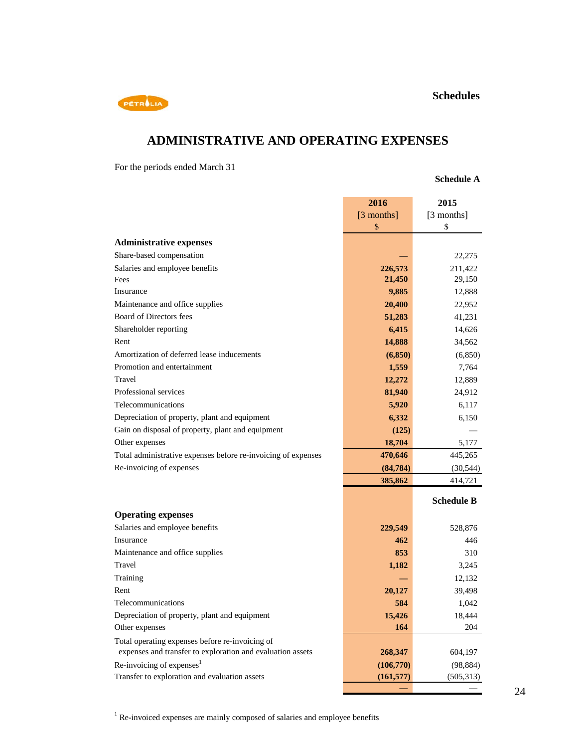# Schedules

## ADMINISTRATIVE AND OPERATING EXPENSES

For the periods ended March 31

**Schedule A**

| | **2016** [3 months] $ | **2015** [3 months] $ |
|---|---|---|
| **Administrative expenses** | | |
| Share-based compensation | **—** | 22,275 |
| Salaries and employee benefits | **226,573** | 211,422 |
| Fees | **21,450** | 29,150 |
| Insurance | **9,885** | 12,888 |
| Maintenance and office supplies | **20,400** | 22,952 |
| Board of Directors fees | **51,283** | 41,231 |
| Shareholder reporting | **6,415** | 14,626 |
| Rent | **14,888** | 34,562 |
| Amortization of deferred lease inducements | **(6,850)** | (6,850) |
| Promotion and entertainment | **1,559** | 7,764 |
| Travel | **12,272** | 12,889 |
| Professional services | **81,940** | 24,912 |
| Telecommunications | **5,920** | 6,117 |
| Depreciation of property, plant and equipment | **6,332** | 6,150 |
| Gain on disposal of property, plant and equipment | **(125)** | — |
| Other expenses | **18,704** | 5,177 |
| Total administrative expenses before re-invoicing of expenses | **470,646** | 445,265 |
| Re-invoicing of expenses | **(84,784)** | (30,544) |
| | **385,862** | 414,721 |

**Schedule B**

| | **2016** [3 months] $ | **2015** [3 months] $ |
|---|---|---|
| **Operating expenses** | | |
| Salaries and employee benefits | **229,549** | 528,876 |
| Insurance | **462** | 446 |
| Maintenance and office supplies | **853** | 310 |
| Travel | **1,182** | 3,245 |
| Training | **—** | 12,132 |
| Rent | **20,127** | 39,498 |
| Telecommunications | **584** | 1,042 |
| Depreciation of property, plant and equipment | **15,426** | 18,444 |
| Other expenses | **164** | 204 |
| Total operating expenses before re-invoicing of expenses and transfer to exploration and evaluation assets | **268,347** | 604,197 |
| Re-invoicing of expenses[1] | **(106,770)** | (98,884) |
| Transfer to exploration and evaluation assets | **(161,577)** | (505,313) |
| | **—** | — |

[1] Re-invoiced expenses are mainly composed of salaries and employee benefits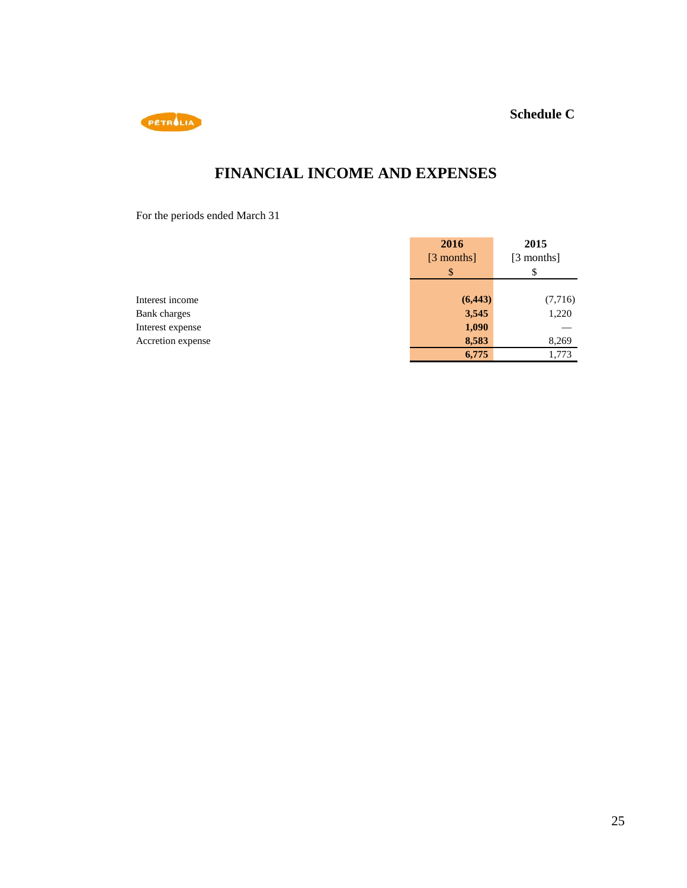Schedule C

# FINANCIAL INCOME AND EXPENSES

For the periods ended March 31

| | 2016 [3 months] $ | 2015 [3 months] $ |
|---|---|---|
| Interest income | **(6,443)** | (7,716) |
| Bank charges | **3,545** | 1,220 |
| Interest expense | **1,090** | — |
| Accretion expense | **8,583** | 8,269 |
| | **6,775** | 1,773 |